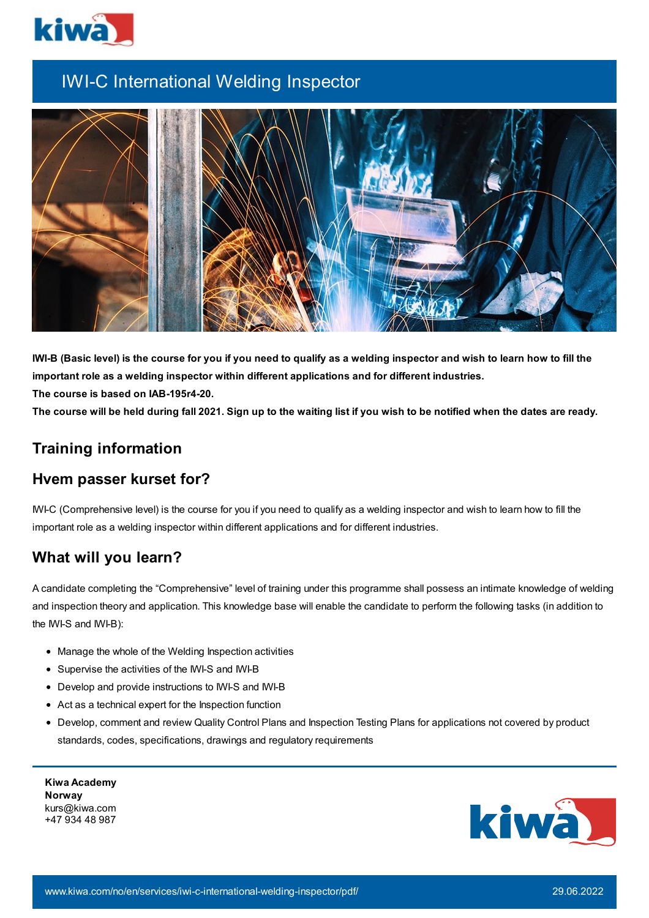# IWI-C International Welding Inspector

**IWI-B (Basic level) is the course for you if you need to qualify as a welding inspector and wish to learn how to fill the important role as a welding inspector within different applications and for different industries.**
**The course is based on IAB-195r4-20.**
**The course will be held during fall 2021. Sign up to the waiting list if you wish to be notified when the dates are ready.**

## Training information

## Hvem passer kurset for?

IWI-C (Comprehensive level) is the course for you if you need to qualify as a welding inspector and wish to learn how to fill the important role as a welding inspector within different applications and for different industries.

## What will you learn?

A candidate completing the "Comprehensive" level of training under this programme shall possess an intimate knowledge of welding and inspection theory and application. This knowledge base will enable the candidate to perform the following tasks (in addition to the IWI-S and IWI-B):

- Manage the whole of the Welding Inspection activities
- Supervise the activities of the IWI-S and IWI-B
- Develop and provide instructions to IWI-S and IWI-B
- Act as a technical expert for the Inspection function
- Develop, comment and review Quality Control Plans and Inspection Testing Plans for applications not covered by product standards, codes, specifications, drawings and regulatory requirements

**Kiwa Academy**
**Norway**
kurs@kiwa.com
+47 934 48 987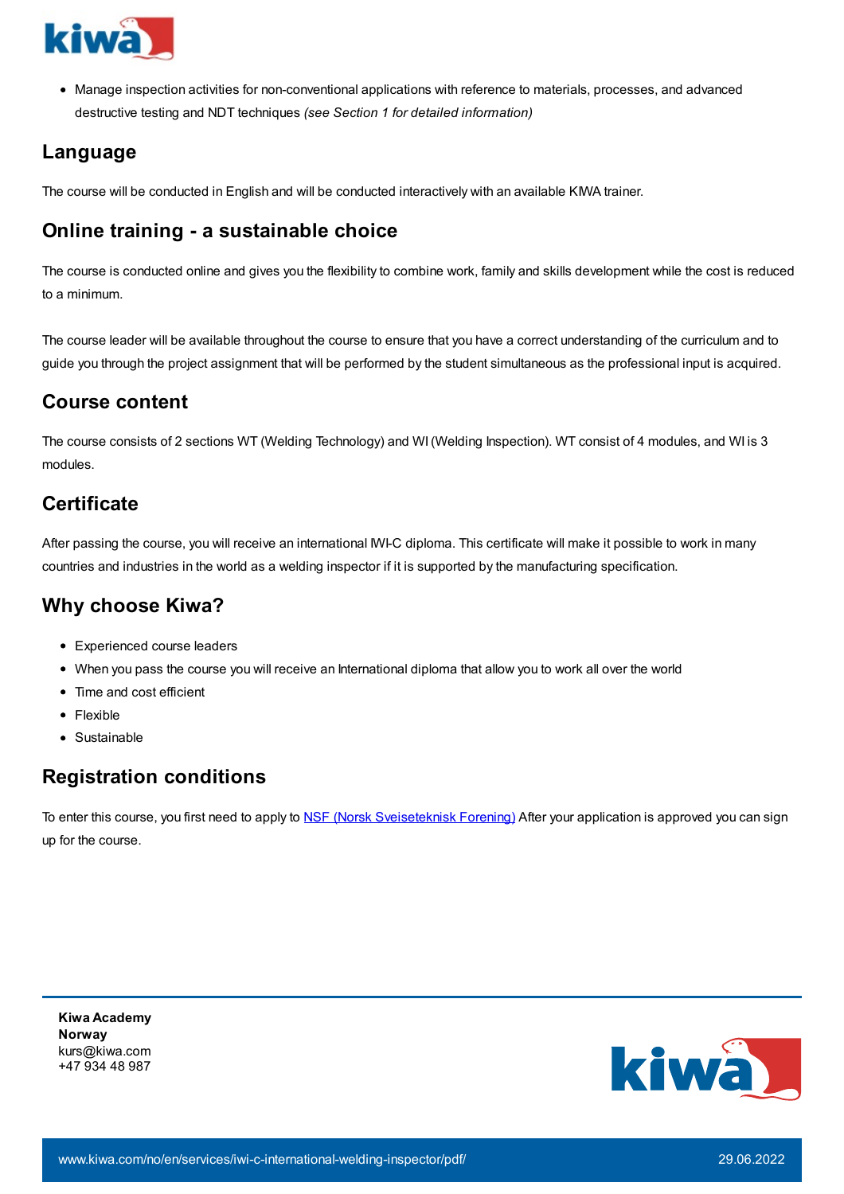- Manage inspection activities for non-conventional applications with reference to materials, processes, and advanced destructive testing and NDT techniques *(see Section 1 for detailed information)*

## Language

The course will be conducted in English and will be conducted interactively with an available KIWA trainer.

## Online training - a sustainable choice

The course is conducted online and gives you the flexibility to combine work, family and skills development while the cost is reduced to a minimum.

The course leader will be available throughout the course to ensure that you have a correct understanding of the curriculum and to guide you through the project assignment that will be performed by the student simultaneous as the professional input is acquired.

## Course content

The course consists of 2 sections WT (Welding Technology) and WI (Welding Inspection). WT consist of 4 modules, and WI is 3 modules.

## Certificate

After passing the course, you will receive an international IWI-C diploma. This certificate will make it possible to work in many countries and industries in the world as a welding inspector if it is supported by the manufacturing specification.

## Why choose Kiwa?

- Experienced course leaders
- When you pass the course you will receive an International diploma that allow you to work all over the world
- Time and cost efficient
- Flexible
- Sustainable

## Registration conditions

To enter this course, you first need to apply to [NSF (Norsk Sveiseteknisk Forening)] After your application is approved you can sign up for the course.

**Kiwa Academy**
**Norway**
kurs@kiwa.com
+47 934 48 987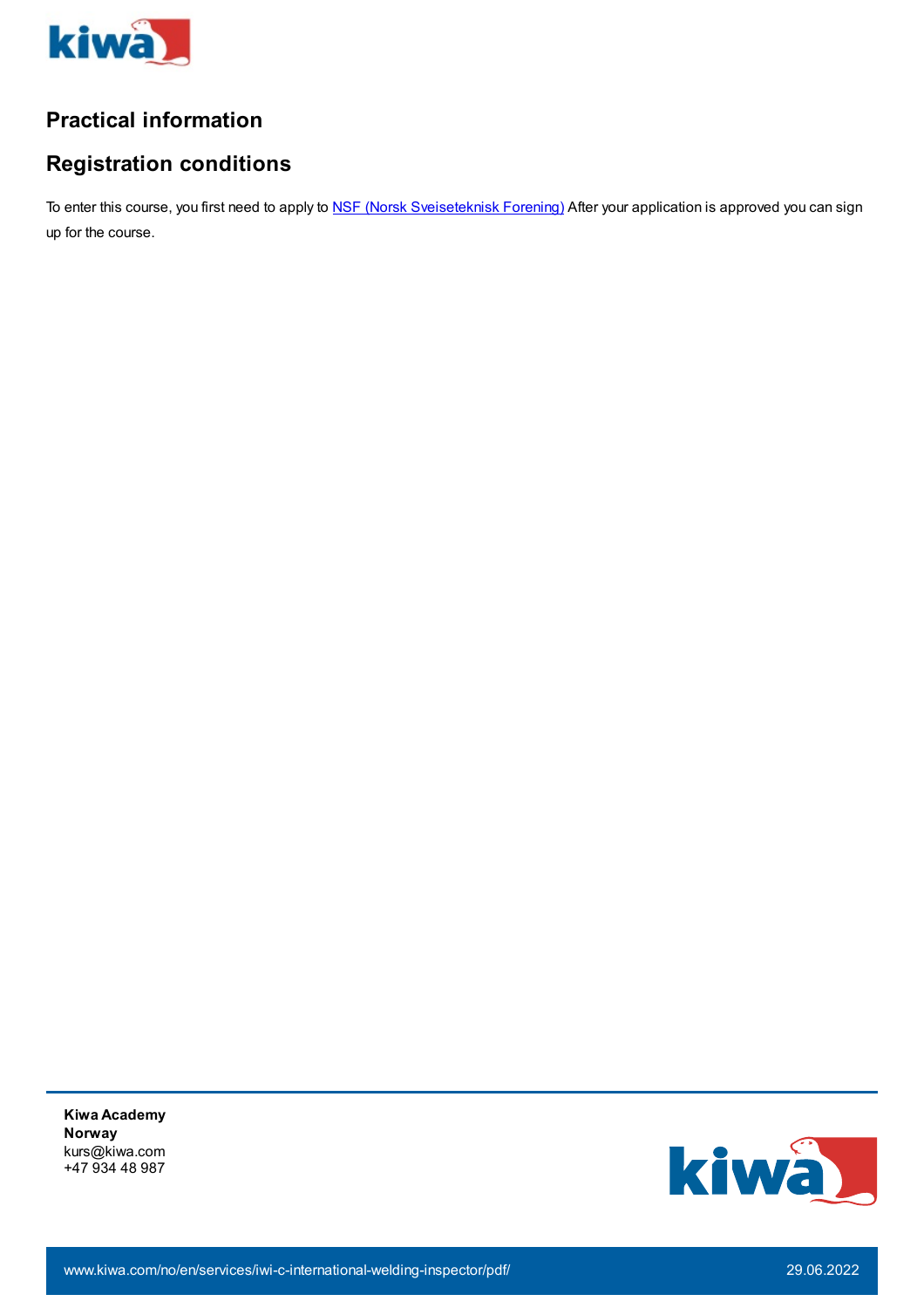## Practical information

## Registration conditions

To enter this course, you first need to apply to [NSF (Norsk Sveiseteknisk Forening)]() After your application is approved you can sign up for the course.

**Kiwa Academy**
**Norway**
kurs@kiwa.com
+47 934 48 987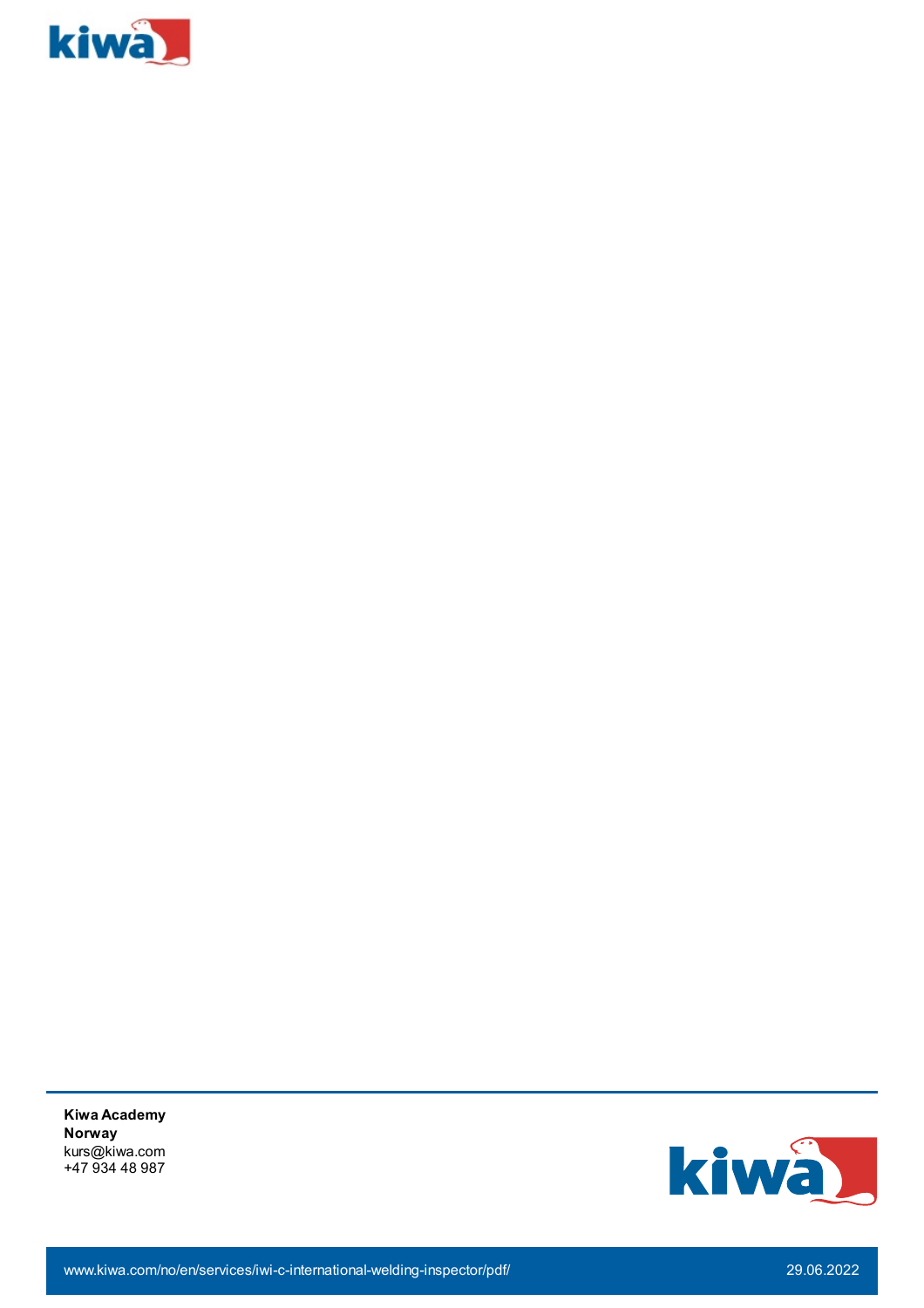**Kiwa Academy**
**Norway**
kurs@kiwa.com
+47 934 48 987

www.kiwa.com/no/en/services/iwi-c-international-welding-inspector/pdf/

29.06.2022